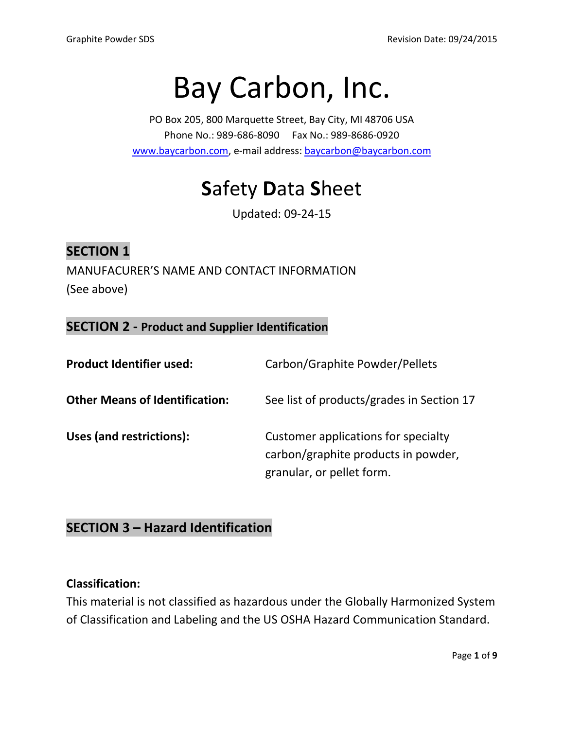# Bay Carbon, Inc.

PO Box 205, 800 Marquette Street, Bay City, MI 48706 USA
Phone No.: 989-686-8090 Fax No.: 989-8686-0920
www.baycarbon.com, e-mail address: baycarbon@baycarbon.com

# **S**afety **D**ata **S**heet

Updated: 09-24-15

## SECTION 1

MANUFACURER'S NAME AND CONTACT INFORMATION
(See above)

## SECTION 2 - Product and Supplier Identification

| | |
|---|---|
| **Product Identifier used:** | Carbon/Graphite Powder/Pellets |
| **Other Means of Identification:** | See list of products/grades in Section 17 |
| **Uses (and restrictions):** | Customer applications for specialty carbon/graphite products in powder, granular, or pellet form. |

## SECTION 3 – Hazard Identification

**Classification:**
This material is not classified as hazardous under the Globally Harmonized System of Classification and Labeling and the US OSHA Hazard Communication Standard.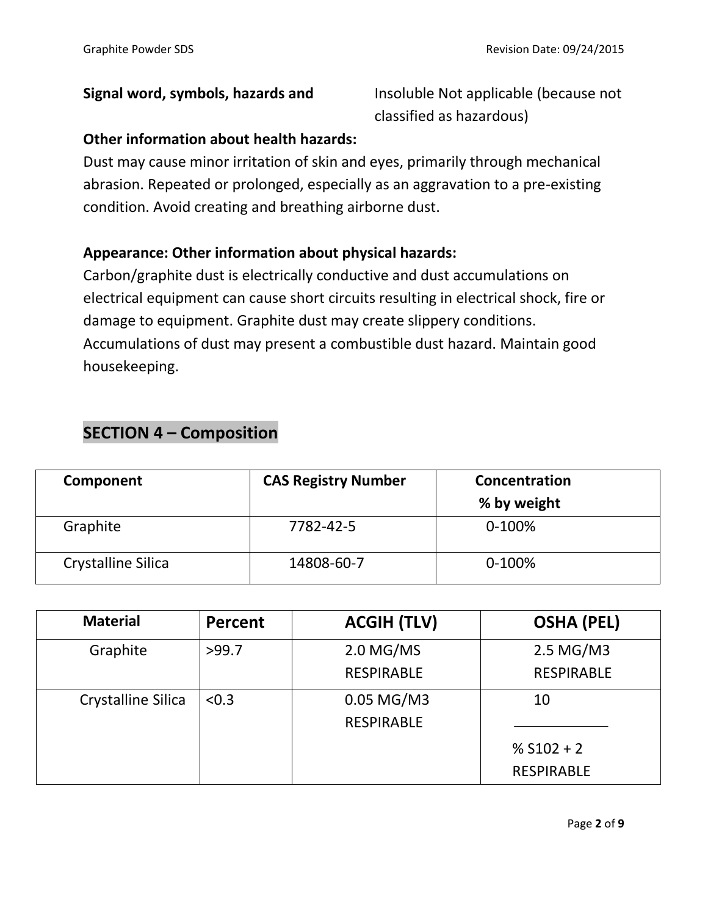**Signal word, symbols, hazards and** Insoluble Not applicable (because not classified as hazardous)

**Other information about health hazards:**

Dust may cause minor irritation of skin and eyes, primarily through mechanical abrasion. Repeated or prolonged, especially as an aggravation to a pre-existing condition. Avoid creating and breathing airborne dust.

**Appearance: Other information about physical hazards:**

Carbon/graphite dust is electrically conductive and dust accumulations on electrical equipment can cause short circuits resulting in electrical shock, fire or damage to equipment. Graphite dust may create slippery conditions. Accumulations of dust may present a combustible dust hazard. Maintain good housekeeping.

## SECTION 4 – Composition

| Component | CAS Registry Number | Concentration % by weight |
|---|---|---|
| Graphite | 7782-42-5 | 0-100% |
| Crystalline Silica | 14808-60-7 | 0-100% |

| Material | Percent | ACGIH (TLV) | OSHA (PEL) |
|---|---|---|---|
| Graphite | >99.7 | 2.0 MG/MS RESPIRABLE | 2.5 MG/M3 RESPIRABLE |
| Crystalline Silica | <0.3 | 0.05 MG/M3 RESPIRABLE | $\frac{10}{\% \text{ S102} + 2}$ RESPIRABLE |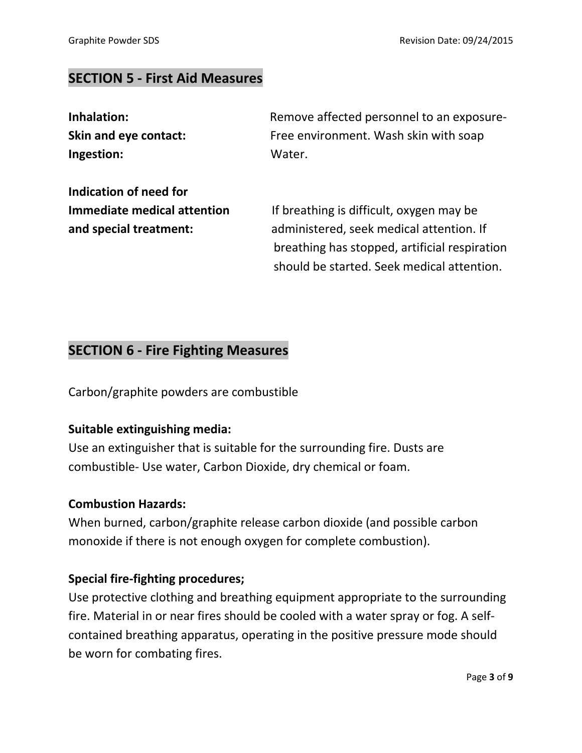## SECTION 5 - First Aid Measures

**Inhalation:**
**Skin and eye contact:**
**Ingestion:**

Remove affected personnel to an exposure-Free environment. Wash skin with soap Water.

**Indication of need for Immediate medical attention and special treatment:**

If breathing is difficult, oxygen may be administered, seek medical attention. If breathing has stopped, artificial respiration should be started. Seek medical attention.

## SECTION 6 - Fire Fighting Measures

Carbon/graphite powders are combustible

**Suitable extinguishing media:**
Use an extinguisher that is suitable for the surrounding fire. Dusts are combustible- Use water, Carbon Dioxide, dry chemical or foam.

**Combustion Hazards:**
When burned, carbon/graphite release carbon dioxide (and possible carbon monoxide if there is not enough oxygen for complete combustion).

**Special fire-fighting procedures;**
Use protective clothing and breathing equipment appropriate to the surrounding fire. Material in or near fires should be cooled with a water spray or fog. A self-contained breathing apparatus, operating in the positive pressure mode should be worn for combating fires.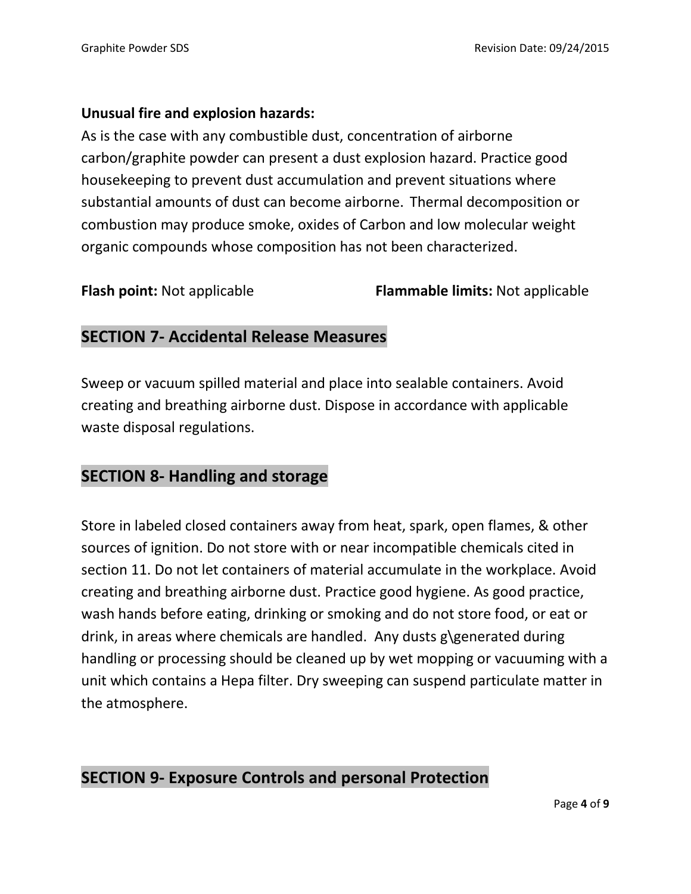**Unusual fire and explosion hazards:**
As is the case with any combustible dust, concentration of airborne carbon/graphite powder can present a dust explosion hazard. Practice good housekeeping to prevent dust accumulation and prevent situations where substantial amounts of dust can become airborne. Thermal decomposition or combustion may produce smoke, oxides of Carbon and low molecular weight organic compounds whose composition has not been characterized.

**Flash point:** Not applicable **Flammable limits:** Not applicable

## SECTION 7- Accidental Release Measures

Sweep or vacuum spilled material and place into sealable containers. Avoid creating and breathing airborne dust. Dispose in accordance with applicable waste disposal regulations.

## SECTION 8- Handling and storage

Store in labeled closed containers away from heat, spark, open flames, & other sources of ignition. Do not store with or near incompatible chemicals cited in section 11. Do not let containers of material accumulate in the workplace. Avoid creating and breathing airborne dust. Practice good hygiene. As good practice, wash hands before eating, drinking or smoking and do not store food, or eat or drink, in areas where chemicals are handled. Any dusts g\generated during handling or processing should be cleaned up by wet mopping or vacuuming with a unit which contains a Hepa filter. Dry sweeping can suspend particulate matter in the atmosphere.

## SECTION 9- Exposure Controls and personal Protection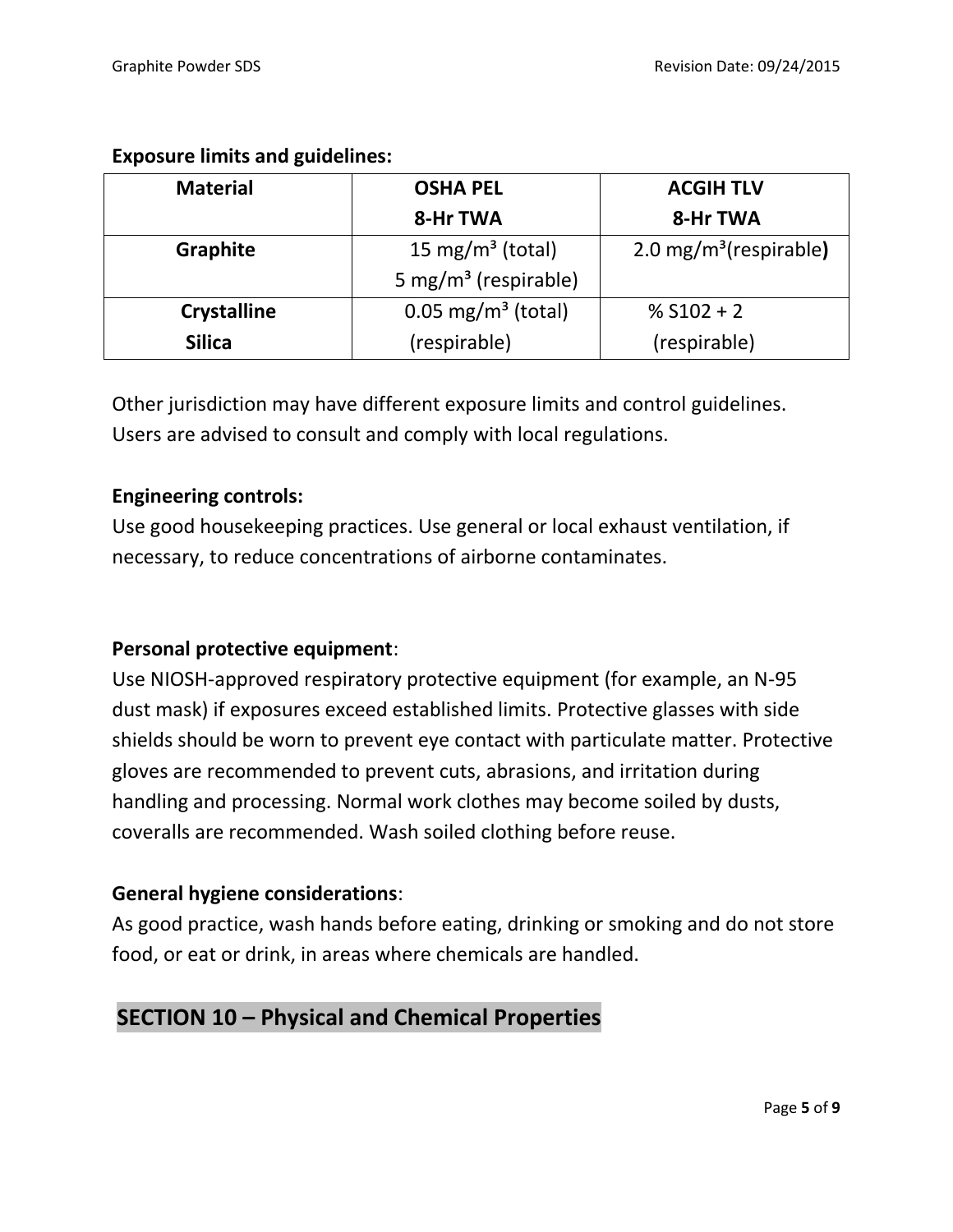**Exposure limits and guidelines:**

| Material | OSHA PEL 8-Hr TWA | ACGIH TLV 8-Hr TWA |
|---|---|---|
| **Graphite** | 15 mg/m³ (total)<br>5 mg/m³ (respirable) | 2.0 mg/m³(respirable**)** |
| **Crystalline Silica** | 0.05 mg/m³ (total)<br>(respirable) | % S102 + 2<br>(respirable) |

Other jurisdiction may have different exposure limits and control guidelines. Users are advised to consult and comply with local regulations.

**Engineering controls:**
Use good housekeeping practices. Use general or local exhaust ventilation, if necessary, to reduce concentrations of airborne contaminates.

**Personal protective equipment**:
Use NIOSH-approved respiratory protective equipment (for example, an N-95 dust mask) if exposures exceed established limits. Protective glasses with side shields should be worn to prevent eye contact with particulate matter. Protective gloves are recommended to prevent cuts, abrasions, and irritation during handling and processing. Normal work clothes may become soiled by dusts, coveralls are recommended. Wash soiled clothing before reuse.

**General hygiene considerations**:
As good practice, wash hands before eating, drinking or smoking and do not store food, or eat or drink, in areas where chemicals are handled.

## SECTION 10 – Physical and Chemical Properties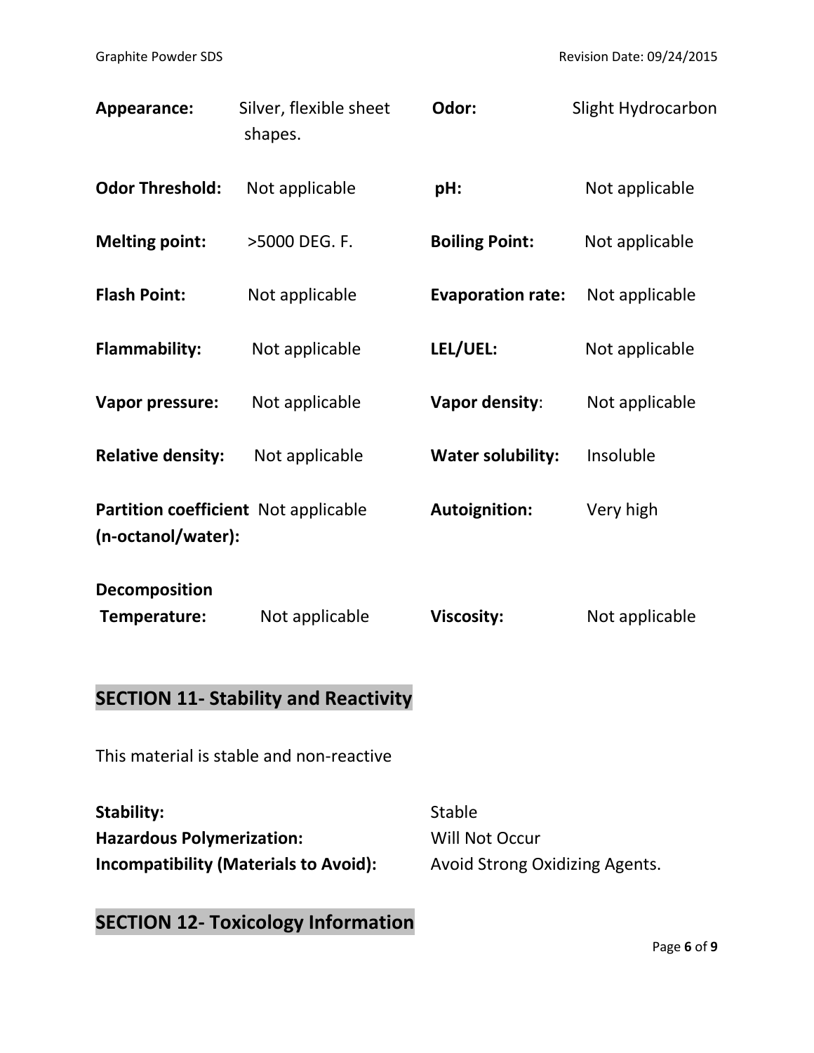| | | | |
|---|---|---|---|
| **Appearance:** | Silver, flexible sheet shapes. | **Odor:** | Slight Hydrocarbon |
| **Odor Threshold:** | Not applicable | **pH:** | Not applicable |
| **Melting point:** | >5000 DEG. F. | **Boiling Point:** | Not applicable |
| **Flash Point:** | Not applicable | **Evaporation rate:** | Not applicable |
| **Flammability:** | Not applicable | **LEL/UEL:** | Not applicable |
| **Vapor pressure:** | Not applicable | **Vapor density**: | Not applicable |
| **Relative density:** | Not applicable | **Water solubility:** | Insoluble |
| **Partition coefficient (n-octanol/water):** | Not applicable | **Autoignition:** | Very high |
| **Decomposition Temperature:** | Not applicable | **Viscosity:** | Not applicable |

## SECTION 11- Stability and Reactivity

This material is stable and non-reactive

**Stability:** Stable
**Hazardous Polymerization:** Will Not Occur
**Incompatibility (Materials to Avoid):** Avoid Strong Oxidizing Agents.

## SECTION 12- Toxicology Information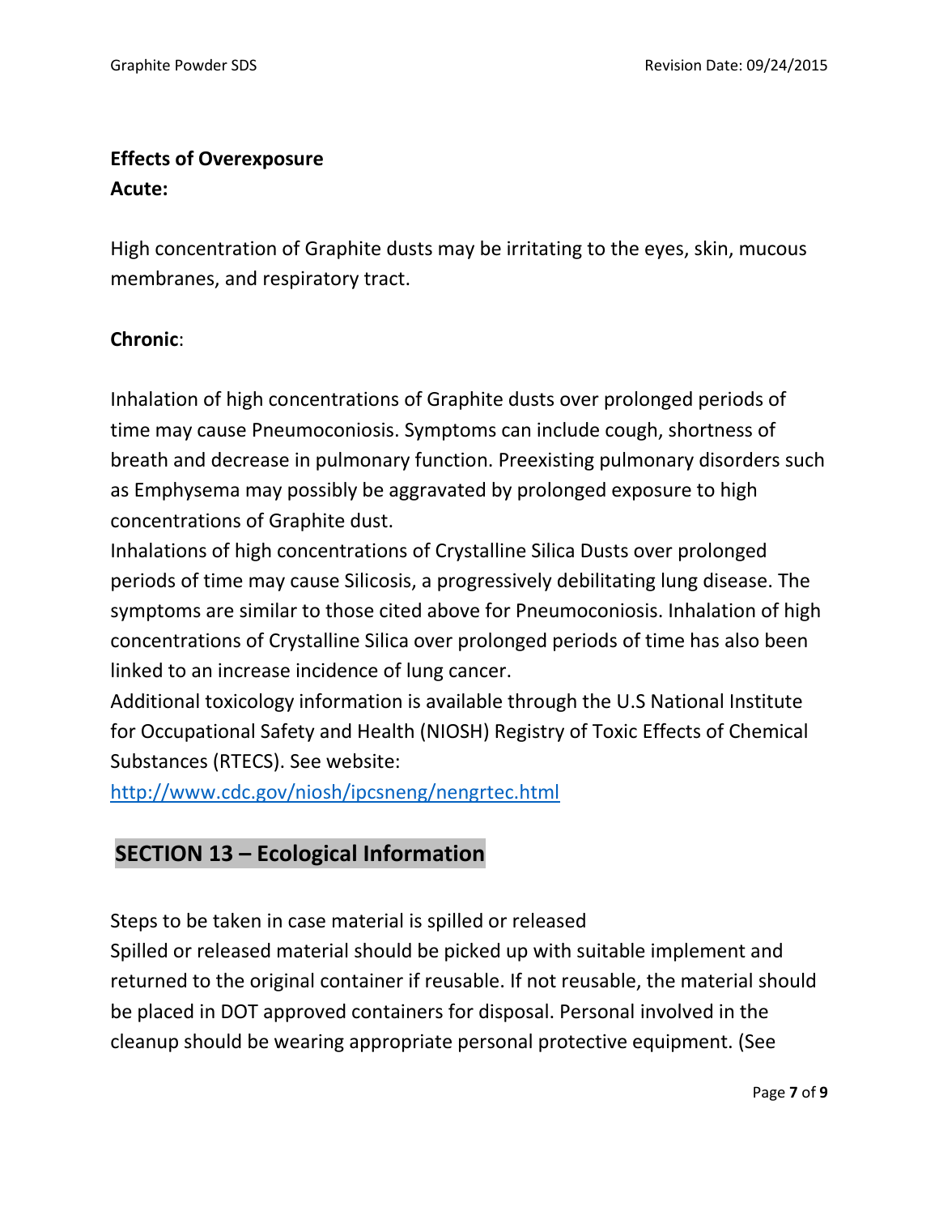**Effects of Overexposure**

**Acute:**

High concentration of Graphite dusts may be irritating to the eyes, skin, mucous membranes, and respiratory tract.

**Chronic**:

Inhalation of high concentrations of Graphite dusts over prolonged periods of time may cause Pneumoconiosis. Symptoms can include cough, shortness of breath and decrease in pulmonary function. Preexisting pulmonary disorders such as Emphysema may possibly be aggravated by prolonged exposure to high concentrations of Graphite dust.
Inhalations of high concentrations of Crystalline Silica Dusts over prolonged periods of time may cause Silicosis, a progressively debilitating lung disease. The symptoms are similar to those cited above for Pneumoconiosis. Inhalation of high concentrations of Crystalline Silica over prolonged periods of time has also been linked to an increase incidence of lung cancer.
Additional toxicology information is available through the U.S National Institute for Occupational Safety and Health (NIOSH) Registry of Toxic Effects of Chemical Substances (RTECS). See website:
http://www.cdc.gov/niosh/ipcsneng/nengrtec.html

## SECTION 13 – Ecological Information

Steps to be taken in case material is spilled or released
Spilled or released material should be picked up with suitable implement and returned to the original container if reusable. If not reusable, the material should be placed in DOT approved containers for disposal. Personal involved in the cleanup should be wearing appropriate personal protective equipment. (See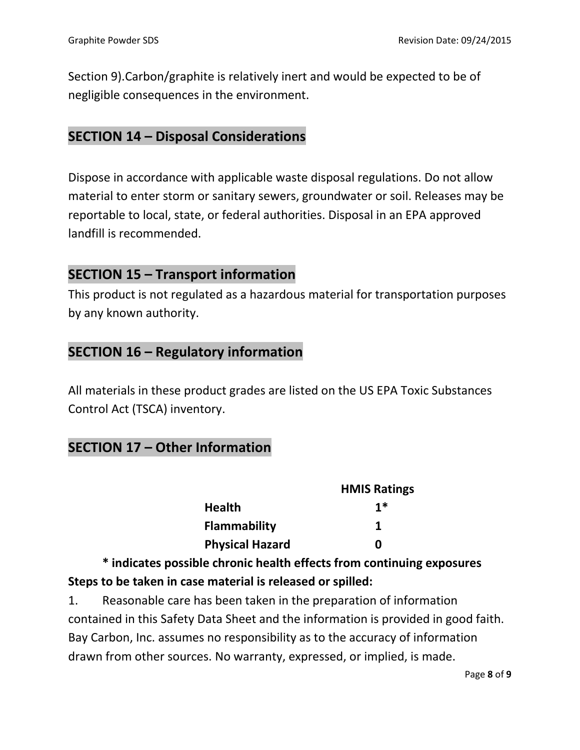Section 9).Carbon/graphite is relatively inert and would be expected to be of negligible consequences in the environment.

## SECTION 14 – Disposal Considerations

Dispose in accordance with applicable waste disposal regulations. Do not allow material to enter storm or sanitary sewers, groundwater or soil. Releases may be reportable to local, state, or federal authorities. Disposal in an EPA approved landfill is recommended.

## SECTION 15 – Transport information

This product is not regulated as a hazardous material for transportation purposes by any known authority.

## SECTION 16 – Regulatory information

All materials in these product grades are listed on the US EPA Toxic Substances Control Act (TSCA) inventory.

## SECTION 17 – Other Information

| | HMIS Ratings |
|---|---|
| **Health** | **1*** |
| **Flammability** | **1** |
| **Physical Hazard** | **0** |

**\* indicates possible chronic health effects from continuing exposures**

**Steps to be taken in case material is released or spilled:**

1. Reasonable care has been taken in the preparation of information contained in this Safety Data Sheet and the information is provided in good faith. Bay Carbon, Inc. assumes no responsibility as to the accuracy of information drawn from other sources. No warranty, expressed, or implied, is made.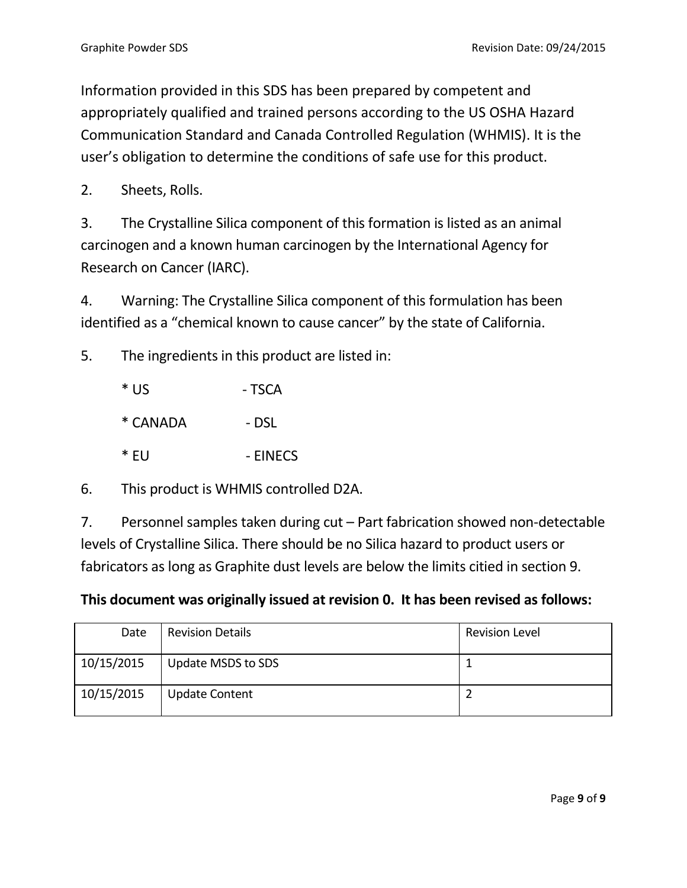Information provided in this SDS has been prepared by competent and appropriately qualified and trained persons according to the US OSHA Hazard Communication Standard and Canada Controlled Regulation (WHMIS). It is the user's obligation to determine the conditions of safe use for this product.

2. Sheets, Rolls.

3. The Crystalline Silica component of this formation is listed as an animal carcinogen and a known human carcinogen by the International Agency for Research on Cancer (IARC).

4. Warning: The Crystalline Silica component of this formulation has been identified as a "chemical known to cause cancer" by the state of California.

5. The ingredients in this product are listed in:

   * US - TSCA
   * CANADA - DSL
   * EU - EINECS

6. This product is WHMIS controlled D2A.

7. Personnel samples taken during cut – Part fabrication showed non-detectable levels of Crystalline Silica. There should be no Silica hazard to product users or fabricators as long as Graphite dust levels are below the limits citied in section 9.

**This document was originally issued at revision 0. It has been revised as follows:**

| Date | Revision Details | Revision Level |
|---|---|---|
| 10/15/2015 | Update MSDS to SDS | 1 |
| 10/15/2015 | Update Content | 2 |